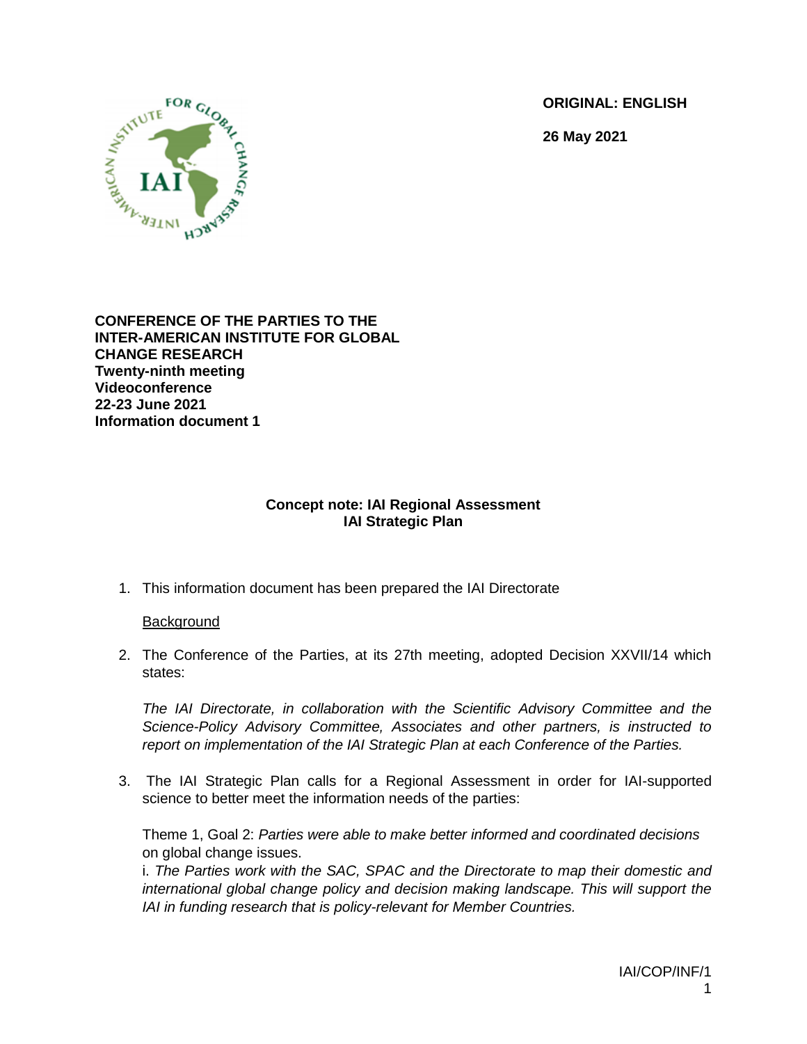ORIGINAL: ENGLISH

26 May 2021

**CONFERENCE OF THE PARTIES TO THE INTER-AMERICAN INSTITUTE FOR GLOBAL CHANGE RESEARCH**
**Twenty-ninth meeting**
**Videoconference**
**22-23 June 2021**
**Information document 1**

## Concept note: IAI Regional Assessment
## IAI Strategic Plan

1. This information document has been prepared the IAI Directorate

   Background

2. The Conference of the Parties, at its 27th meeting, adopted Decision XXVII/14 which states:

   *The IAI Directorate, in collaboration with the Scientific Advisory Committee and the Science-Policy Advisory Committee, Associates and other partners, is instructed to report on implementation of the IAI Strategic Plan at each Conference of the Parties.*

3. The IAI Strategic Plan calls for a Regional Assessment in order for IAI-supported science to better meet the information needs of the parties:

   Theme 1, Goal 2: *Parties were able to make better informed and coordinated decisions* on global change issues.
   i. *The Parties work with the SAC, SPAC and the Directorate to map their domestic and international global change policy and decision making landscape. This will support the IAI in funding research that is policy-relevant for Member Countries.*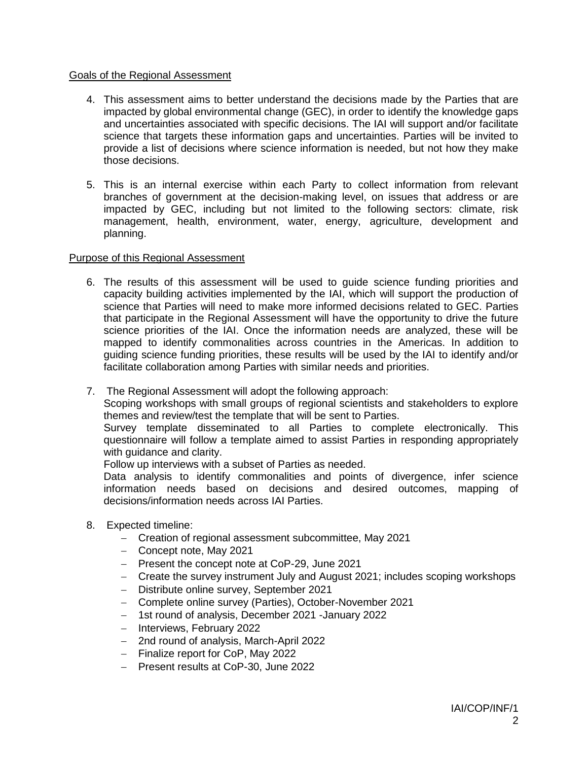Goals of the Regional Assessment

4. This assessment aims to better understand the decisions made by the Parties that are impacted by global environmental change (GEC), in order to identify the knowledge gaps and uncertainties associated with specific decisions. The IAI will support and/or facilitate science that targets these information gaps and uncertainties. Parties will be invited to provide a list of decisions where science information is needed, but not how they make those decisions.

5. This is an internal exercise within each Party to collect information from relevant branches of government at the decision-making level, on issues that address or are impacted by GEC, including but not limited to the following sectors: climate, risk management, health, environment, water, energy, agriculture, development and planning.

Purpose of this Regional Assessment

6. The results of this assessment will be used to guide science funding priorities and capacity building activities implemented by the IAI, which will support the production of science that Parties will need to make more informed decisions related to GEC. Parties that participate in the Regional Assessment will have the opportunity to drive the future science priorities of the IAI. Once the information needs are analyzed, these will be mapped to identify commonalities across countries in the Americas. In addition to guiding science funding priorities, these results will be used by the IAI to identify and/or facilitate collaboration among Parties with similar needs and priorities.

7. The Regional Assessment will adopt the following approach:
   Scoping workshops with small groups of regional scientists and stakeholders to explore themes and review/test the template that will be sent to Parties.
   Survey template disseminated to all Parties to complete electronically. This questionnaire will follow a template aimed to assist Parties in responding appropriately with guidance and clarity.
   Follow up interviews with a subset of Parties as needed.
   Data analysis to identify commonalities and points of divergence, infer science information needs based on decisions and desired outcomes, mapping of decisions/information needs across IAI Parties.

8. Expected timeline:
   - Creation of regional assessment subcommittee, May 2021
   - Concept note, May 2021
   - Present the concept note at CoP-29, June 2021
   - Create the survey instrument July and August 2021; includes scoping workshops
   - Distribute online survey, September 2021
   - Complete online survey (Parties), October-November 2021
   - 1st round of analysis, December 2021 -January 2022
   - Interviews, February 2022
   - 2nd round of analysis, March-April 2022
   - Finalize report for CoP, May 2022
   - Present results at CoP-30, June 2022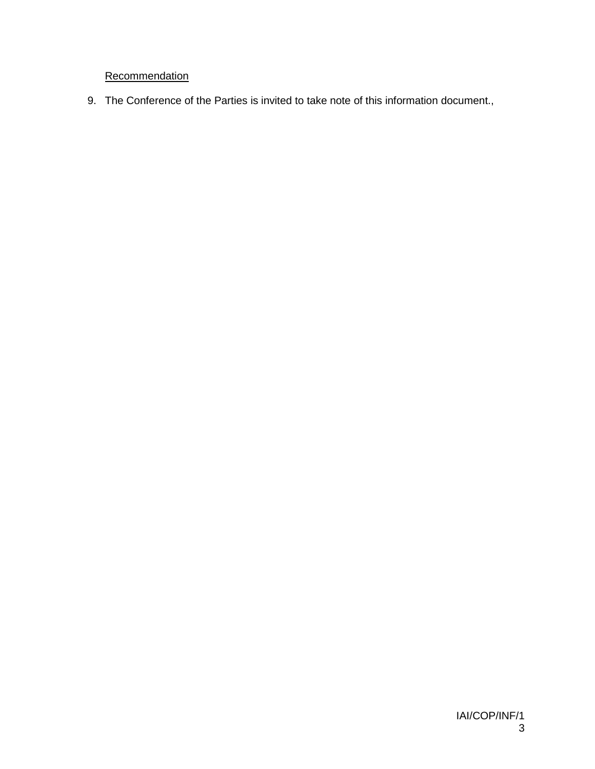Recommendation

9. The Conference of the Parties is invited to take note of this information document.,